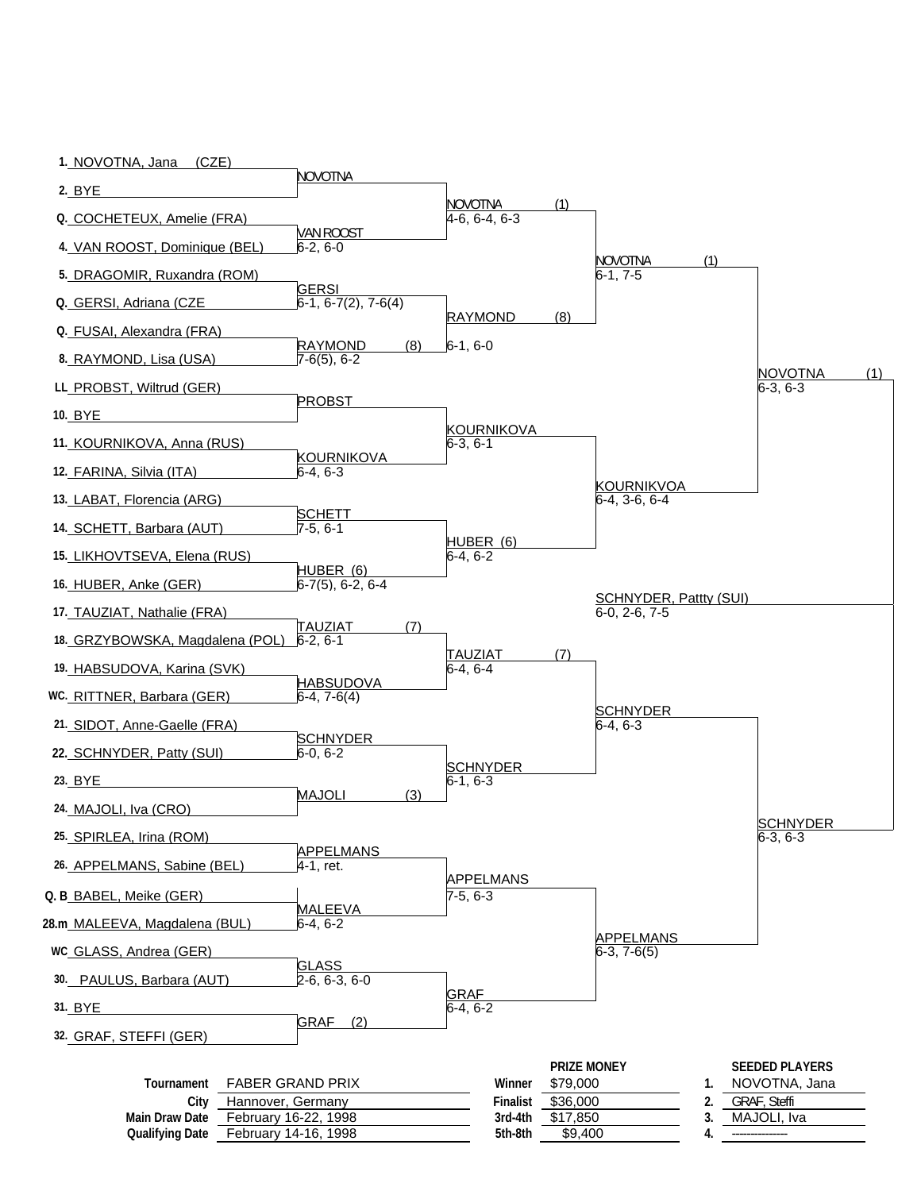# FABER GRAND PRIX

## First Round

| # | Player |
|---|---|
| 1. | NOVOTNA, Jana (CZE) |
| 2. | BYE |
| Q. | COCHETEUX, Amelie (FRA) |
| 4. | VAN ROOST, Dominique (BEL) |
| 5. | DRAGOMIR, Ruxandra (ROM) |
| Q. | GERSI, Adriana (CZE |
| Q. | FUSAI, Alexandra (FRA) |
| 8. | RAYMOND, Lisa (USA) |
| LL | PROBST, Wiltrud (GER) |
| 10. | BYE |
| 11. | KOURNIKOVA, Anna (RUS) |
| 12. | FARINA, Silvia (ITA) |
| 13. | LABAT, Florencia (ARG) |
| 14. | SCHETT, Barbara (AUT) |
| 15. | LIKHOVTSEVA, Elena (RUS) |
| 16. | HUBER, Anke (GER) |
| 17. | TAUZIAT, Nathalie (FRA) |
| 18. | GRZYBOWSKA, Magdalena (POL) |
| 19. | HABSUDOVA, Karina (SVK) |
| WC. | RITTNER, Barbara (GER) |
| 21. | SIDOT, Anne-Gaelle (FRA) |
| 22. | SCHNYDER, Patty (SUI) |
| 23. | BYE |
| 24. | MAJOLI, Iva (CRO) |
| 25. | SPIRLEA, Irina (ROM) |
| 26. | APPELMANS, Sabine (BEL) |
| Q. B | BABEL, Meike (GER) |
| 28.m | MALEEVA, Magdalena (BUL) |
| WC | GLASS, Andrea (GER) |
| 30. | PAULUS, Barbara (AUT) |
| 31. | BYE |
| 32. | GRAF, STEFFI (GER) |

## Second Round

| Winner | Score |
|---|---|
| NOVOTNA | |
| VAN ROOST | 6-2, 6-0 |
| GERSI | 6-1, 6-7(2), 7-6(4) |
| RAYMOND (8) | 7-6(5), 6-2 |
| PROBST | |
| KOURNIKOVA | 6-4, 6-3 |
| SCHETT | 7-5, 6-1 |
| HUBER (6) | 6-7(5), 6-2, 6-4 |
| TAUZIAT (7) | 6-2, 6-1 |
| HABSUDOVA | 6-4, 7-6(4) |
| SCHNYDER | 6-0, 6-2 |
| MAJOLI (3) | |
| APPELMANS | 4-1, ret. |
| MALEEVA | 6-4, 6-2 |
| GLASS | 2-6, 6-3, 6-0 |
| GRAF (2) | |

## Quarterfinals

| Winner | Score |
|---|---|
| NOVOTNA (1) | 4-6, 6-4, 6-3 |
| RAYMOND (8) | 6-1, 6-0 |
| KOURNIKOVA | 6-3, 6-1 |
| HUBER (6) | 6-4, 6-2 |
| TAUZIAT (7) | 6-4, 6-4 |
| SCHNYDER | 6-1, 6-3 |
| APPELMANS | 7-5, 6-3 |
| GRAF | 6-4, 6-2 |

## Semifinals

| Winner | Score |
|---|---|
| NOVOTNA (1) | 6-1, 7-5 |
| KOURNIKVOA | 6-4, 3-6, 6-4 |
| SCHNYDER | 6-4, 6-3 |
| APPELMANS | 6-3, 7-6(5) |

## Final

| Winner | Score |
|---|---|
| NOVOTNA (1) | 6-3, 6-3 |
| SCHNYDER | 6-3, 6-3 |

**Winner:** SCHNYDER, Pattty (SUI) 6-0, 2-6, 7-5

---

| | |
|---|---|
| **Tournament** | FABER GRAND PRIX |
| **City** | Hannover, Germany |
| **Main Draw Date** | February 16-22, 1998 |
| **Qualifying Date** | February 14-16, 1998 |

| PRIZE MONEY | |
|---|---|
| **Winner** | $79,000 |
| **Finalist** | $36,000 |
| **3rd-4th** | $17,850 |
| **5th-8th** | $9,400 |

| SEEDED PLAYERS | |
|---|---|
| 1. | NOVOTNA, Jana |
| 2. | GRAF, Steffi |
| 3. | MAJOLI, Iva |
| 4. | --------------- |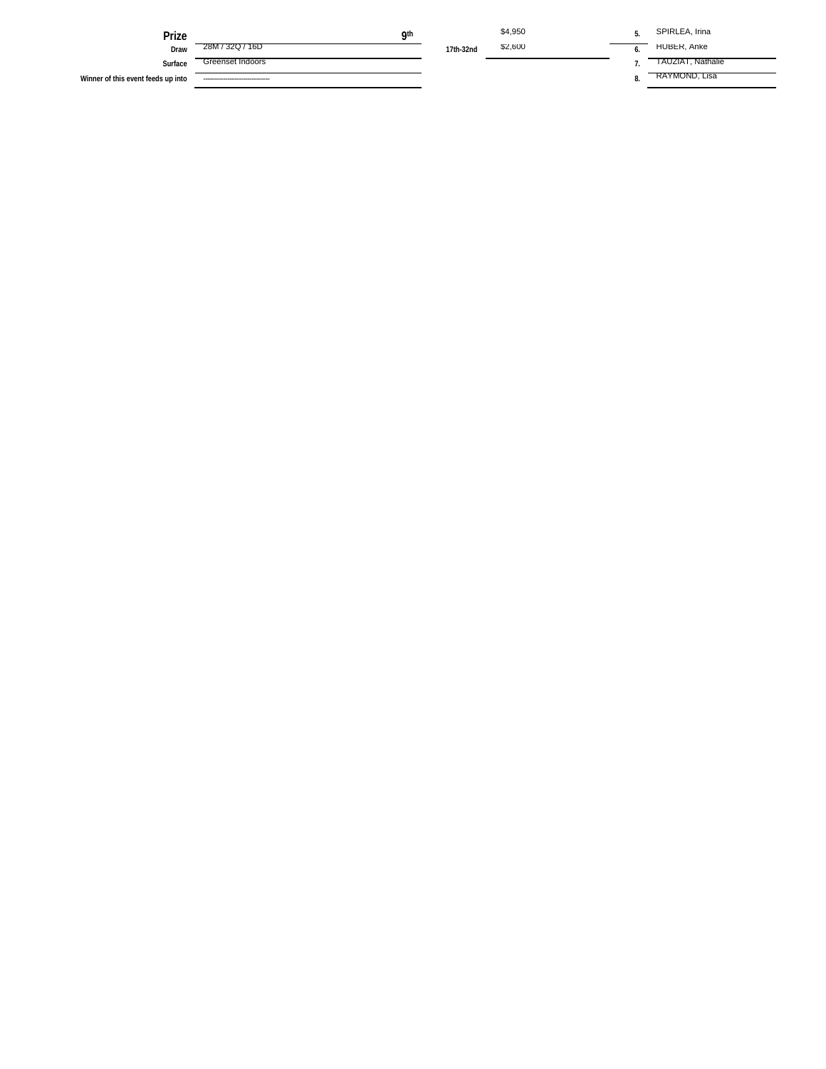| | | | | | |
|---|---|---|---|---|---|
| **Prize** | 9th | | $4,950 | 5. | SPIRLEA, Irina |
| **Draw** | 28M / 32Q / 16D | 17th-32nd | $2,600 | 6. | HUBER, Anke |
| **Surface** | Greenset Indoors | | | 7. | TAUZIAT, Nathalie |
| **Winner of this event feeds up into** | ------------------------------ | | | 8. | RAYMOND, Lisa |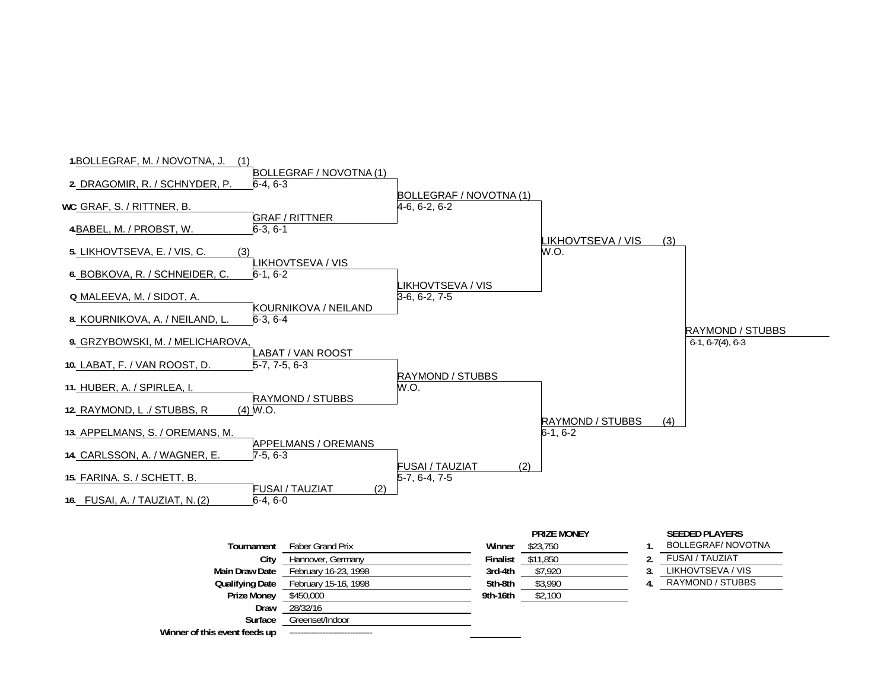**First Round**

| | Players | Seed |
|---|---|---|
| 1. | BOLLEGRAF, M. / NOVOTNA, J. | (1) |
| 2. | DRAGOMIR, R. / SCHNYDER, P. | |
| WC | GRAF, S. / RITTNER, B. | |
| 4. | BABEL, M. / PROBST, W. | |
| 5. | LIKHOVTSEVA, E. / VIS, C. | (3) |
| 6. | BOBKOVA, R. / SCHNEIDER, C. | |
| Q | MALEEVA, M. / SIDOT, A. | |
| 8. | KOURNIKOVA, A. / NEILAND, L. | |
| 9. | GRZYBOWSKI, M. / MELICHAROVA, | |
| 10. | LABAT, F. / VAN ROOST, D. | |
| 11. | HUBER, A. / SPIRLEA, I. | |
| 12. | RAYMOND, L ./ STUBBS, R | (4) |
| 13. | APPELMANS, S. / OREMANS, M. | |
| 14. | CARLSSON, A. / WAGNER, E. | |
| 15. | FARINA, S. / SCHETT, B. | |
| 16. | FUSAI, A. / TAUZIAT, N. | (2) |

**Second Round**

BOLLEGRAF / NOVOTNA (1)
6-4, 6-3

GRAF / RITTNER
6-3, 6-1

LIKHOVTSEVA / VIS
6-1, 6-2

KOURNIKOVA / NEILAND
6-3, 6-4

LABAT / VAN ROOST
5-7, 7-5, 6-3

RAYMOND / STUBBS (4)
W.O.

APPELMANS / OREMANS
7-5, 6-3

FUSAI / TAUZIAT (2)
6-4, 6-0

**Quarterfinals**

BOLLEGRAF / NOVOTNA (1)
4-6, 6-2, 6-2

LIKHOVTSEVA / VIS
3-6, 6-2, 7-5

RAYMOND / STUBBS
W.O.

FUSAI / TAUZIAT (2)
5-7, 6-4, 7-5

**Semifinals**

LIKHOVTSEVA / VIS (3)
W.O.

RAYMOND / STUBBS (4)
6-1, 6-2

**Final**

RAYMOND / STUBBS
6-1, 6-7(4), 6-3

| | |
|---|---|
| **Tournament** | Faber Grand Prix |
| **City** | Hannover, Germany |
| **Main Draw Date** | February 16-23, 1998 |
| **Qualifying Date** | February 15-16, 1998 |
| **Prize Money** | $450,000 |
| **Draw** | 28/32/16 |
| **Surface** | Greenset/Indoor |
| **Winner of this event feeds up** | ------------------------------- |

**PRIZE MONEY**

| | |
|---|---|
| **Winner** | $23,750 |
| **Finalist** | $11,850 |
| **3rd-4th** | $7,920 |
| **5th-8th** | $3,990 |
| **9th-16th** | $2,100 |

**SEEDED PLAYERS**

1. BOLLEGRAF/ NOVOTNA
2. FUSAI / TAUZIAT
3. LIKHOVTSEVA / VIS
4. RAYMOND / STUBBS